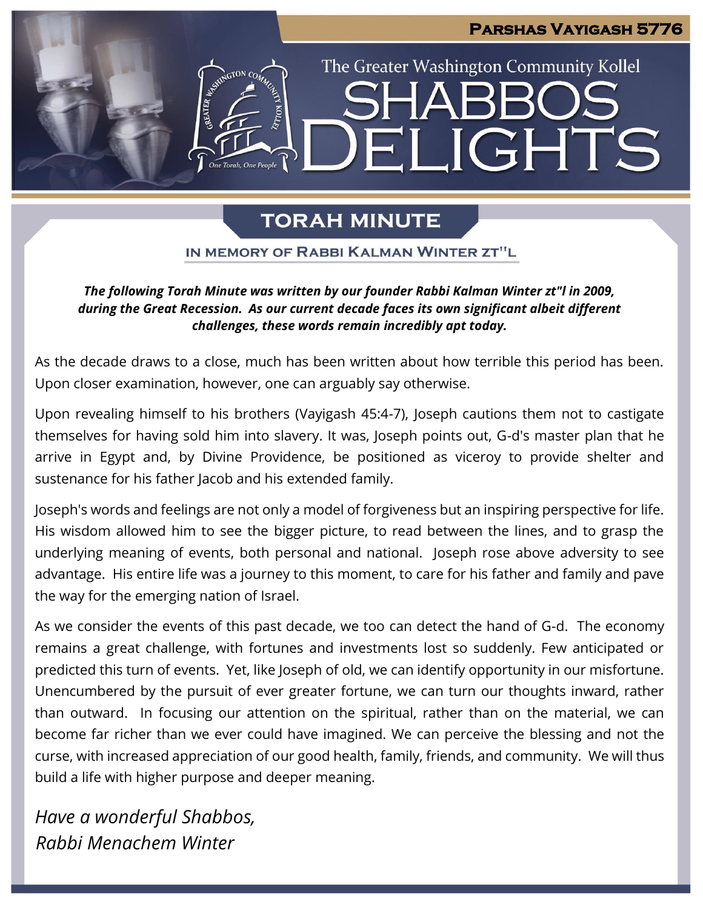Parshas Vayigash 5776

The Greater Washington Community Kollel

# Shabbos Delights

## Torah Minute

### In Memory of Rabbi Kalman Winter zt"l

***The following Torah Minute was written by our founder Rabbi Kalman Winter zt"l in 2009, during the Great Recession. As our current decade faces its own significant albeit different challenges, these words remain incredibly apt today.***

As the decade draws to a close, much has been written about how terrible this period has been. Upon closer examination, however, one can arguably say otherwise.

Upon revealing himself to his brothers (Vayigash 45:4-7), Joseph cautions them not to castigate themselves for having sold him into slavery. It was, Joseph points out, G-d's master plan that he arrive in Egypt and, by Divine Providence, be positioned as viceroy to provide shelter and sustenance for his father Jacob and his extended family.

Joseph's words and feelings are not only a model of forgiveness but an inspiring perspective for life. His wisdom allowed him to see the bigger picture, to read between the lines, and to grasp the underlying meaning of events, both personal and national. Joseph rose above adversity to see advantage. His entire life was a journey to this moment, to care for his father and family and pave the way for the emerging nation of Israel.

As we consider the events of this past decade, we too can detect the hand of G-d. The economy remains a great challenge, with fortunes and investments lost so suddenly. Few anticipated or predicted this turn of events. Yet, like Joseph of old, we can identify opportunity in our misfortune. Unencumbered by the pursuit of ever greater fortune, we can turn our thoughts inward, rather than outward. In focusing our attention on the spiritual, rather than on the material, we can become far richer than we ever could have imagined. We can perceive the blessing and not the curse, with increased appreciation of our good health, family, friends, and community. We will thus build a life with higher purpose and deeper meaning.

*Have a wonderful Shabbos,*
*Rabbi Menachem Winter*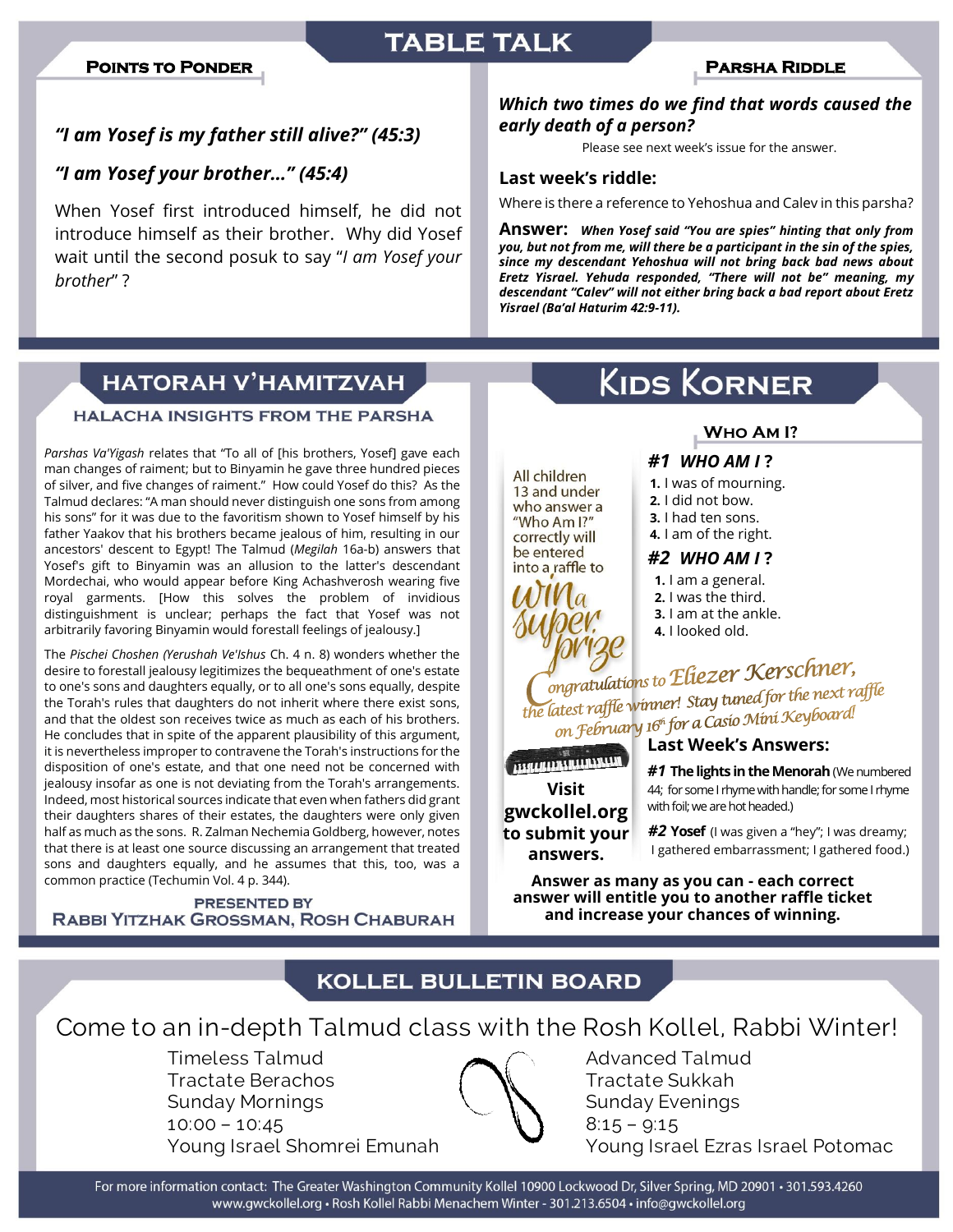# TABLE TALK

## Points to Ponder

***"I am Yosef is my father still alive?" (45:3)***

***"I am Yosef your brother…" (45:4)***

When Yosef first introduced himself, he did not introduce himself as their brother. Why did Yosef wait until the second posuk to say "*I am Yosef your brother*"?

## Parsha Riddle

***Which two times do we find that words caused the early death of a person?***

Please see next week's issue for the answer.

**Last week's riddle:**

Where is there a reference to Yehoshua and Calev in this parsha?

**Answer:** ***When Yosef said "You are spies" hinting that only from you, but not from me, will there be a participant in the sin of the spies, since my descendant Yehoshua will not bring back bad news about Eretz Yisrael. Yehuda responded, "There will not be" meaning, my descendant "Calev" will not either bring back a bad report about Eretz Yisrael (Ba'al Haturim 42:9-11).***

# HATORAH V'HAMITZVAH

## HALACHA INSIGHTS FROM THE PARSHA

*Parshas Va'Yigash* relates that "To all of [his brothers, Yosef] gave each man changes of raiment; but to Binyamin he gave three hundred pieces of silver, and five changes of raiment." How could Yosef do this? As the Talmud declares: "A man should never distinguish one sons from among his sons" for it was due to the favoritism shown to Yosef himself by his father Yaakov that his brothers became jealous of him, resulting in our ancestors' descent to Egypt! The Talmud (*Megilah* 16a-b) answers that Yosef's gift to Binyamin was an allusion to the latter's descendant Mordechai, who would appear before King Achashverosh wearing five royal garments. [How this solves the problem of invidious distinguishment is unclear; perhaps the fact that Yosef was not arbitrarily favoring Binyamin would forestall feelings of jealousy.]

The *Pischei Choshen (Yerushah Ve'Ishus* Ch. 4 n. 8) wonders whether the desire to forestall jealousy legitimizes the bequeathment of one's estate to one's sons and daughters equally, or to all one's sons equally, despite the Torah's rules that daughters do not inherit where there exist sons, and that the oldest son receives twice as much as each of his brothers. He concludes that in spite of the apparent plausibility of this argument, it is nevertheless improper to contravene the Torah's instructions for the disposition of one's estate, and that one need not be concerned with jealousy insofar as one is not deviating from the Torah's arrangements. Indeed, most historical sources indicate that even when fathers did grant their daughters shares of their estates, the daughters were only given half as much as the sons. R. Zalman Nechemia Goldberg, however, notes that there is at least one source discussing an arrangement that treated sons and daughters equally, and he assumes that this, too, was a common practice (Techumin Vol. 4 p. 344).

PRESENTED BY
RABBI YITZHAK GROSSMAN, ROSH CHABURAH

# KIDS KORNER

## Who Am I?

All children 13 and under who answer a "Who Am I?" correctly will be entered into a raffle to win a super prize

### #1 WHO AM I ?

1. I was of mourning.
2. I did not bow.
3. I had ten sons.
4. I am of the right.

### #2 WHO AM I ?

1. I am a general.
2. I was the third.
3. I am at the ankle.
4. I looked old.

Congratulations to Eliezer Kerschner, the latest raffle winner! Stay tuned for the next raffle on February 16th for a Casio Mini Keyboard!

**Last Week's Answers:**

***#1* The lights in the Menorah** (We numbered 44; for some I rhyme with handle; for some I rhyme with foil; we are hot headed.)

***#2* Yosef** (I was given a "hey"; I was dreamy; I gathered embarrassment; I gathered food.)

**Visit gwckollel.org to submit your answers.**

**Answer as many as you can - each correct answer will entitle you to another raffle ticket and increase your chances of winning.**

# KOLLEL BULLETIN BOARD

Come to an in-depth Talmud class with the Rosh Kollel, Rabbi Winter!

Timeless Talmud
Tractate Berachos
Sunday Mornings
10:00 – 10:45
Young Israel Shomrei Emunah

Advanced Talmud
Tractate Sukkah
Sunday Evenings
8:15 – 9:15
Young Israel Ezras Israel Potomac

For more information contact: The Greater Washington Community Kollel 10900 Lockwood Dr, Silver Spring, MD 20901 • 301.593.4260
www.gwckollel.org • Rosh Kollel Rabbi Menachem Winter - 301.213.6504 • info@gwckollel.org